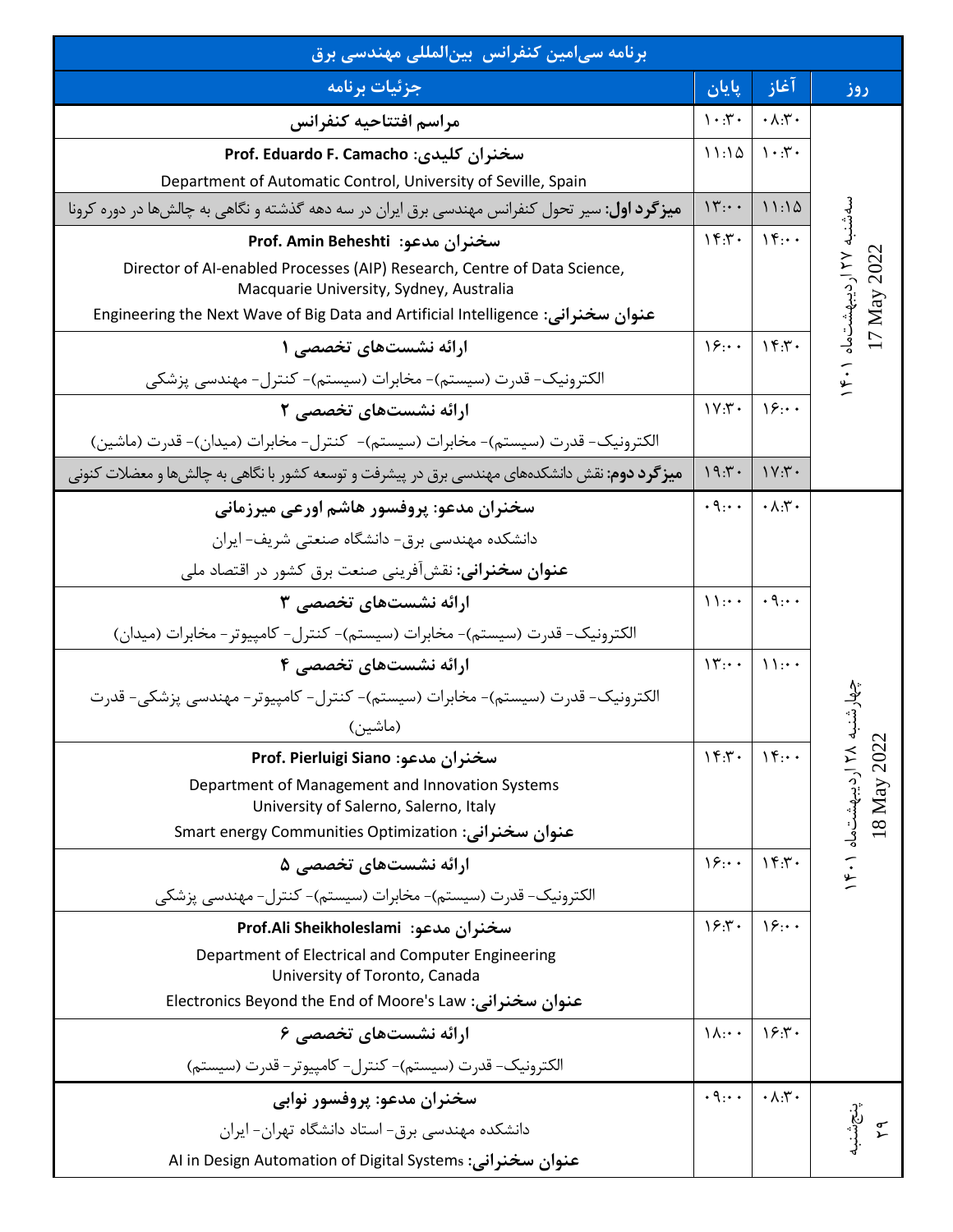## برنامه سی‌امین کنفرانس بین‌المللی مهندسی برق

| روز | آغاز | پایان | جزئیات برنامه |
| --- | --- | --- | --- |
| سه‌شنبه ۲۷ اردیبهشت‌ماه ۱۴۰۱ 17 May 2022 | ۰۸:۳۰ | ۱۰:۳۰ | **مراسم افتتاحیه کنفرانس** |
| | ۱۰:۳۰ | ۱۱:۱۵ | **سخنران کلیدی: Prof. Eduardo F. Camacho** Department of Automatic Control, University of Seville, Spain |
| | ۱۱:۱۵ | ۱۳:۰۰ | **میزگرد اول:** سیر تحول کنفرانس مهندسی برق ایران در سه دهه گذشته و نگاهی به چالش‌ها در دوره کرونا |
| | ۱۴:۰۰ | ۱۴:۳۰ | **سخنران مدعو: Prof. Amin Beheshti** Director of AI-enabled Processes (AIP) Research, Centre of Data Science, Macquarie University, Sydney, Australia **عنوان سخنرانی:** Engineering the Next Wave of Big Data and Artificial Intelligence |
| | ۱۴:۳۰ | ۱۶:۰۰ | **ارائه نشست‌های تخصصی ۱** الکترونیک- قدرت (سیستم)- مخابرات (سیستم)- کنترل- مهندسی پزشکی |
| | ۱۶:۰۰ | ۱۷:۳۰ | **ارائه نشست‌های تخصصی ۲** الکترونیک- قدرت (سیستم)- مخابرات (سیستم)- کنترل- مخابرات (میدان)- قدرت (ماشین) |
| | ۱۷:۳۰ | ۱۹:۳۰ | **میزگرد دوم:** نقش دانشکده‌های مهندسی برق در پیشرفت و توسعه کشور با نگاهی به چالش‌ها و معضلات کنونی |
| چهارشنبه ۲۸ اردیبهشت‌ماه ۱۴۰۱ 18 May 2022 | ۰۸:۳۰ | ۰۹:۰۰ | **سخنران مدعو: پروفسور هاشم اورعی میرزمانی** دانشکده مهندسی برق- دانشگاه صنعتی شریف- ایران **عنوان سخنرانی:** نقش‌آفرینی صنعت برق کشور در اقتصاد ملی |
| | ۰۹:۰۰ | ۱۱:۰۰ | **ارائه نشست‌های تخصصی ۳** الکترونیک- قدرت (سیستم)- مخابرات (سیستم)- کنترل- کامپیوتر- مخابرات (میدان) |
| | ۱۱:۰۰ | ۱۳:۰۰ | **ارائه نشست‌های تخصصی ۴** الکترونیک- قدرت (سیستم)- مخابرات (سیستم)- کنترل- کامپیوتر- مهندسی پزشکی- قدرت (ماشین) |
| | ۱۴:۰۰ | ۱۴:۳۰ | **سخنران مدعو: Prof. Pierluigi Siano** Department of Management and Innovation Systems University of Salerno, Salerno, Italy **عنوان سخنرانی:** Smart energy Communities Optimization |
| | ۱۴:۳۰ | ۱۶:۰۰ | **ارائه نشست‌های تخصصی ۵** الکترونیک- قدرت (سیستم)- مخابرات (سیستم)- کنترل- مهندسی پزشکی |
| | ۱۶:۰۰ | ۱۶:۳۰ | **سخنران مدعو: Prof.Ali Sheikholeslami** Department of Electrical and Computer Engineering University of Toronto, Canada **عنوان سخنرانی:** Electronics Beyond the End of Moore's Law |
| | ۱۶:۳۰ | ۱۸:۰۰ | **ارائه نشست‌های تخصصی ۶** الکترونیک- قدرت (سیستم)- کنترل- کامپیوتر- قدرت (سیستم) |
| پنجشنبه ۲۹ | ۰۸:۳۰ | ۰۹:۰۰ | **سخنران مدعو: پروفسور نوابی** دانشکده مهندسی برق- استاد دانشگاه تهران- ایران **عنوان سخنرانی:** AI in Design Automation of Digital Systems |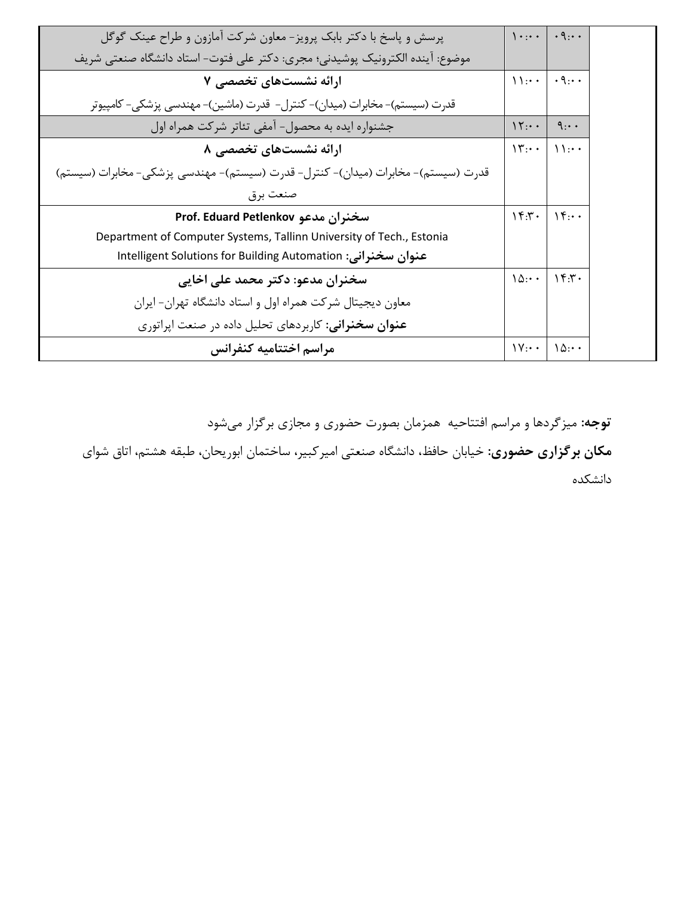| | از | تا | برنامه |
|---|---|---|---|
| | ۰۹:۰۰ | ۱۰:۰۰ | پرسش و پاسخ با دکتر بابک پرویز- معاون شرکت آمازون و طراح عینک گوگل<br>موضوع: آینده الکترونیک پوشیدنی؛ مجری: دکتر علی فتوت- استاد دانشگاه صنعتی شریف |
| | ۰۹:۰۰ | ۱۱:۰۰ | **ارائه نشست‌های تخصصی ۷**<br>قدرت (سیستم)- مخابرات (میدان)- کنترل- قدرت (ماشین)- مهندسی پزشکی- کامپیوتر |
| | ۹:۰۰ | ۱۲:۰۰ | جشنواره ایده به محصول- آمفی تئاتر شرکت همراه اول |
| | ۱۱:۰۰ | ۱۳:۰۰ | **ارائه نشست‌های تخصصی ۸**<br>قدرت (سیستم)- مخابرات (میدان)- کنترل- قدرت (سیستم)- مهندسی پزشکی- مخابرات (سیستم)<br>صنعت برق |
| | ۱۴:۰۰ | ۱۴:۳۰ | **سخنران مدعو Prof. Eduard Petlenkov**<br>Department of Computer Systems, Tallinn University of Tech., Estonia<br>**عنوان سخنرانی:** Intelligent Solutions for Building Automation |
| | ۱۴:۳۰ | ۱۵:۰۰ | **سخنران مدعو: دکتر محمد علی اخایی**<br>معاون دیجیتال شرکت همراه اول و استاد دانشگاه تهران- ایران<br>**عنوان سخنرانی:** کاربردهای تحلیل داده در صنعت اپراتوری |
| | ۱۵:۰۰ | ۱۷:۰۰ | **مراسم اختتامیه کنفرانس** |

**توجه:** میزگردها و مراسم افتتاحیه همزمان بصورت حضوری و مجازی برگزار می‌شود

**مکان برگزاری حضوری:** خیابان حافظ، دانشگاه صنعتی امیرکبیر، ساختمان ابوریحان، طبقه هشتم، اتاق شوای دانشکده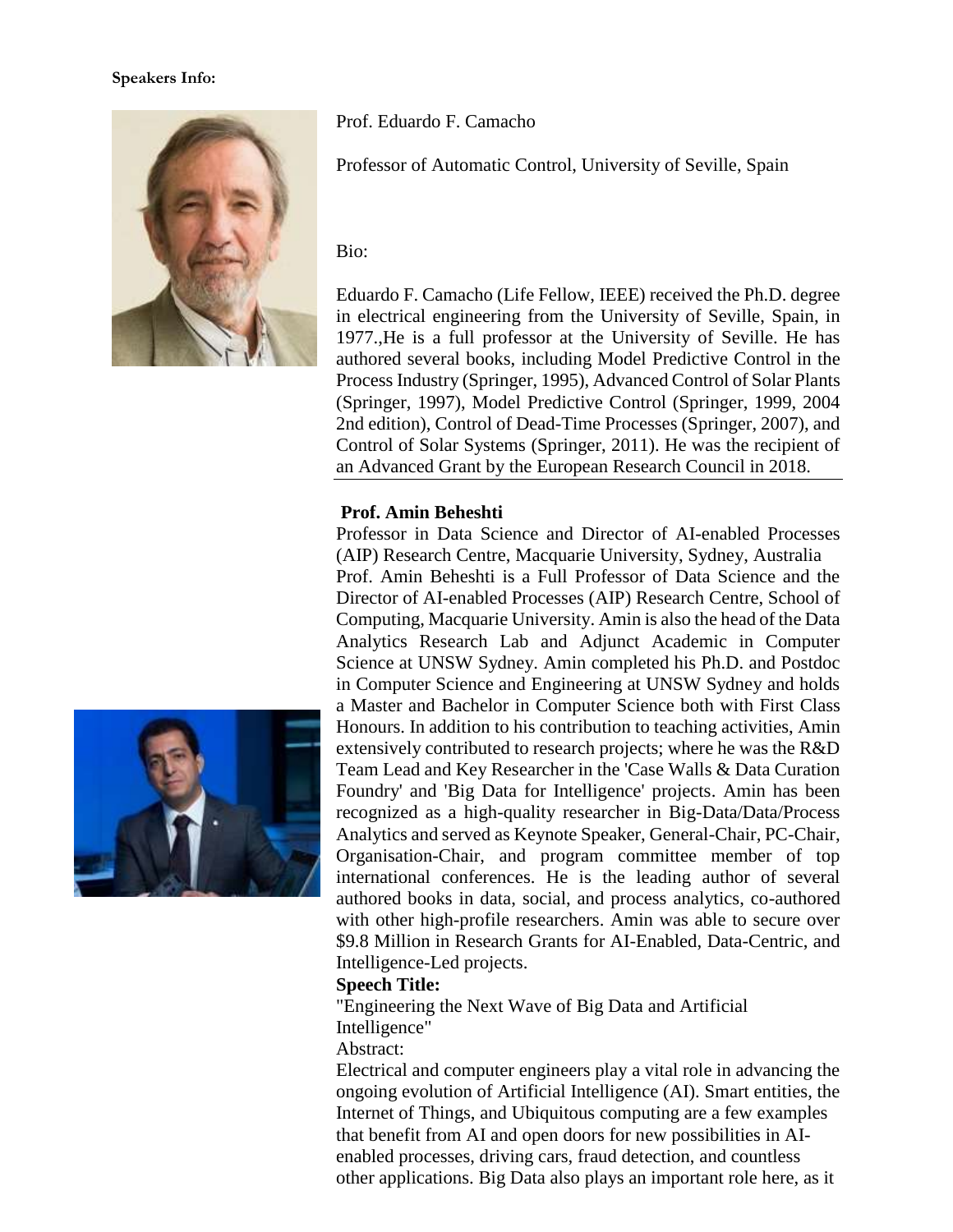**Speakers Info:**

Prof. Eduardo F. Camacho

Professor of Automatic Control, University of Seville, Spain

Bio:

Eduardo F. Camacho (Life Fellow, IEEE) received the Ph.D. degree in electrical engineering from the University of Seville, Spain, in 1977.,He is a full professor at the University of Seville. He has authored several books, including Model Predictive Control in the Process Industry (Springer, 1995), Advanced Control of Solar Plants (Springer, 1997), Model Predictive Control (Springer, 1999, 2004 2nd edition), Control of Dead-Time Processes (Springer, 2007), and Control of Solar Systems (Springer, 2011). He was the recipient of an Advanced Grant by the European Research Council in 2018.

---

**Prof. Amin Beheshti**

Professor in Data Science and Director of AI-enabled Processes (AIP) Research Centre, Macquarie University, Sydney, Australia

Prof. Amin Beheshti is a Full Professor of Data Science and the Director of AI-enabled Processes (AIP) Research Centre, School of Computing, Macquarie University. Amin is also the head of the Data Analytics Research Lab and Adjunct Academic in Computer Science at UNSW Sydney. Amin completed his Ph.D. and Postdoc in Computer Science and Engineering at UNSW Sydney and holds a Master and Bachelor in Computer Science both with First Class Honours. In addition to his contribution to teaching activities, Amin extensively contributed to research projects; where he was the R&D Team Lead and Key Researcher in the 'Case Walls & Data Curation Foundry' and 'Big Data for Intelligence' projects. Amin has been recognized as a high-quality researcher in Big-Data/Data/Process Analytics and served as Keynote Speaker, General-Chair, PC-Chair, Organisation-Chair, and program committee member of top international conferences. He is the leading author of several authored books in data, social, and process analytics, co-authored with other high-profile researchers. Amin was able to secure over $9.8 Million in Research Grants for AI-Enabled, Data-Centric, and Intelligence-Led projects.

**Speech Title:**

"Engineering the Next Wave of Big Data and Artificial Intelligence"

Abstract:

Electrical and computer engineers play a vital role in advancing the ongoing evolution of Artificial Intelligence (AI). Smart entities, the Internet of Things, and Ubiquitous computing are a few examples that benefit from AI and open doors for new possibilities in AI-enabled processes, driving cars, fraud detection, and countless other applications. Big Data also plays an important role here, as it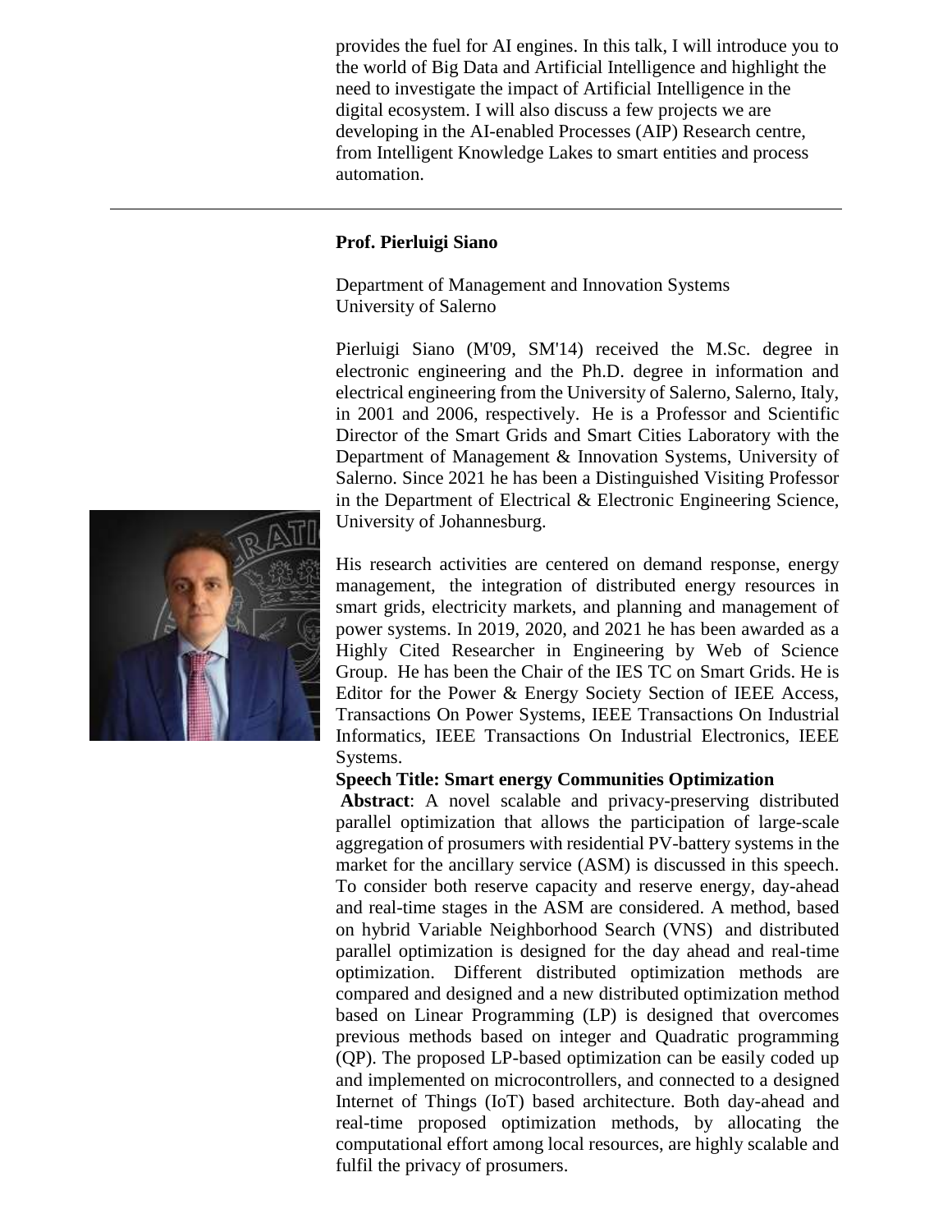provides the fuel for AI engines. In this talk, I will introduce you to the world of Big Data and Artificial Intelligence and highlight the need to investigate the impact of Artificial Intelligence in the digital ecosystem. I will also discuss a few projects we are developing in the AI-enabled Processes (AIP) Research centre, from Intelligent Knowledge Lakes to smart entities and process automation.

---

**Prof. Pierluigi Siano**

Department of Management and Innovation Systems
University of Salerno

Pierluigi Siano (M'09, SM'14) received the M.Sc. degree in electronic engineering and the Ph.D. degree in information and electrical engineering from the University of Salerno, Salerno, Italy, in 2001 and 2006, respectively. He is a Professor and Scientific Director of the Smart Grids and Smart Cities Laboratory with the Department of Management & Innovation Systems, University of Salerno. Since 2021 he has been a Distinguished Visiting Professor in the Department of Electrical & Electronic Engineering Science, University of Johannesburg.

His research activities are centered on demand response, energy management, the integration of distributed energy resources in smart grids, electricity markets, and planning and management of power systems. In 2019, 2020, and 2021 he has been awarded as a Highly Cited Researcher in Engineering by Web of Science Group. He has been the Chair of the IES TC on Smart Grids. He is Editor for the Power & Energy Society Section of IEEE Access, Transactions On Power Systems, IEEE Transactions On Industrial Informatics, IEEE Transactions On Industrial Electronics, IEEE Systems.

**Speech Title: Smart energy Communities Optimization**

**Abstract**: A novel scalable and privacy-preserving distributed parallel optimization that allows the participation of large-scale aggregation of prosumers with residential PV-battery systems in the market for the ancillary service (ASM) is discussed in this speech. To consider both reserve capacity and reserve energy, day-ahead and real-time stages in the ASM are considered. A method, based on hybrid Variable Neighborhood Search (VNS) and distributed parallel optimization is designed for the day ahead and real-time optimization. Different distributed optimization methods are compared and designed and a new distributed optimization method based on Linear Programming (LP) is designed that overcomes previous methods based on integer and Quadratic programming (QP). The proposed LP-based optimization can be easily coded up and implemented on microcontrollers, and connected to a designed Internet of Things (IoT) based architecture. Both day-ahead and real-time proposed optimization methods, by allocating the computational effort among local resources, are highly scalable and fulfil the privacy of prosumers.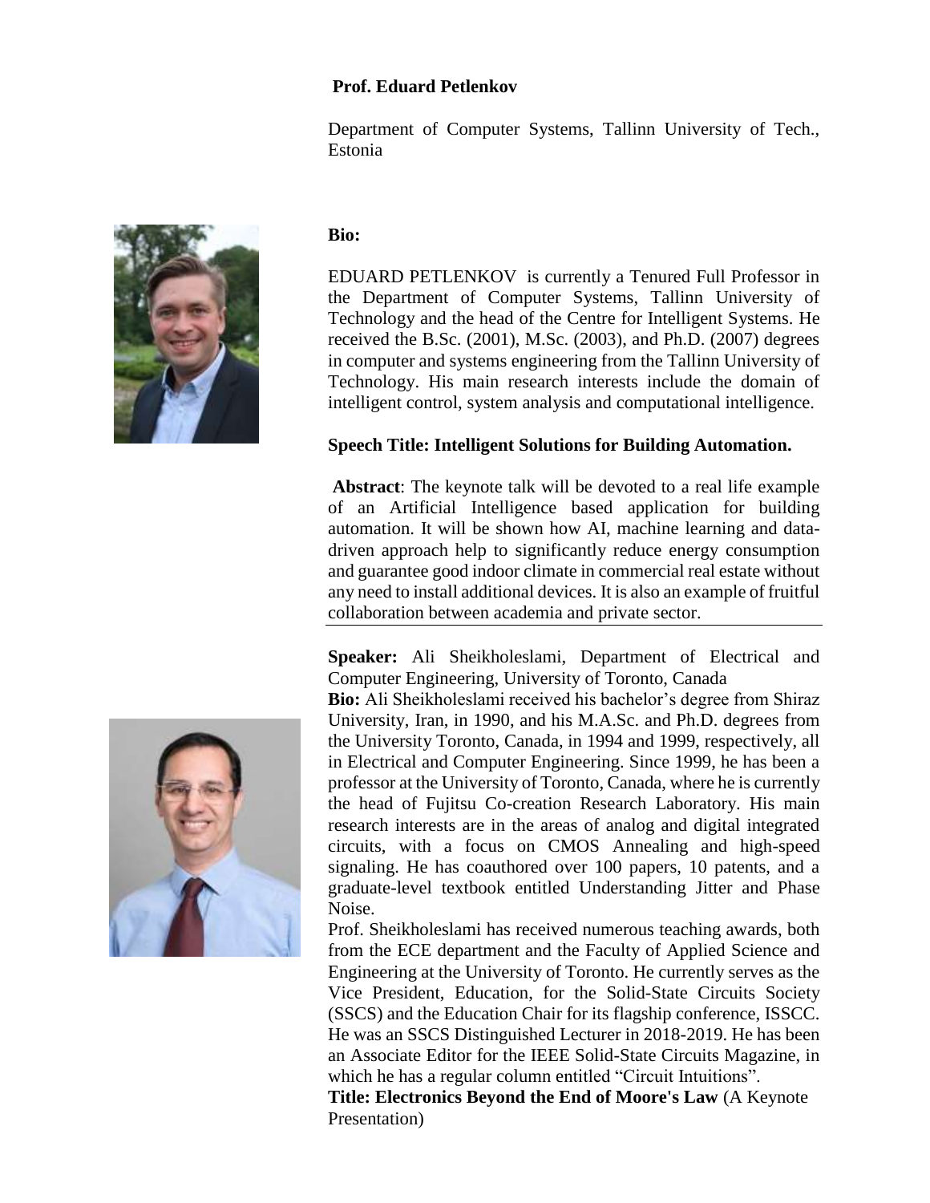**Prof. Eduard Petlenkov**

Department of Computer Systems, Tallinn University of Tech., Estonia

**Bio:**

EDUARD PETLENKOV is currently a Tenured Full Professor in the Department of Computer Systems, Tallinn University of Technology and the head of the Centre for Intelligent Systems. He received the B.Sc. (2001), M.Sc. (2003), and Ph.D. (2007) degrees in computer and systems engineering from the Tallinn University of Technology. His main research interests include the domain of intelligent control, system analysis and computational intelligence.

**Speech Title: Intelligent Solutions for Building Automation.**

**Abstract**: The keynote talk will be devoted to a real life example of an Artificial Intelligence based application for building automation. It will be shown how AI, machine learning and data-driven approach help to significantly reduce energy consumption and guarantee good indoor climate in commercial real estate without any need to install additional devices. It is also an example of fruitful collaboration between academia and private sector.

---

**Speaker:** Ali Sheikholeslami, Department of Electrical and Computer Engineering, University of Toronto, Canada

**Bio:** Ali Sheikholeslami received his bachelor's degree from Shiraz University, Iran, in 1990, and his M.A.Sc. and Ph.D. degrees from the University Toronto, Canada, in 1994 and 1999, respectively, all in Electrical and Computer Engineering. Since 1999, he has been a professor at the University of Toronto, Canada, where he is currently the head of Fujitsu Co-creation Research Laboratory. His main research interests are in the areas of analog and digital integrated circuits, with a focus on CMOS Annealing and high-speed signaling. He has coauthored over 100 papers, 10 patents, and a graduate-level textbook entitled Understanding Jitter and Phase Noise.

Prof. Sheikholeslami has received numerous teaching awards, both from the ECE department and the Faculty of Applied Science and Engineering at the University of Toronto. He currently serves as the Vice President, Education, for the Solid-State Circuits Society (SSCS) and the Education Chair for its flagship conference, ISSCC. He was an SSCS Distinguished Lecturer in 2018-2019. He has been an Associate Editor for the IEEE Solid-State Circuits Magazine, in which he has a regular column entitled "Circuit Intuitions".

**Title: Electronics Beyond the End of Moore's Law** (A Keynote Presentation)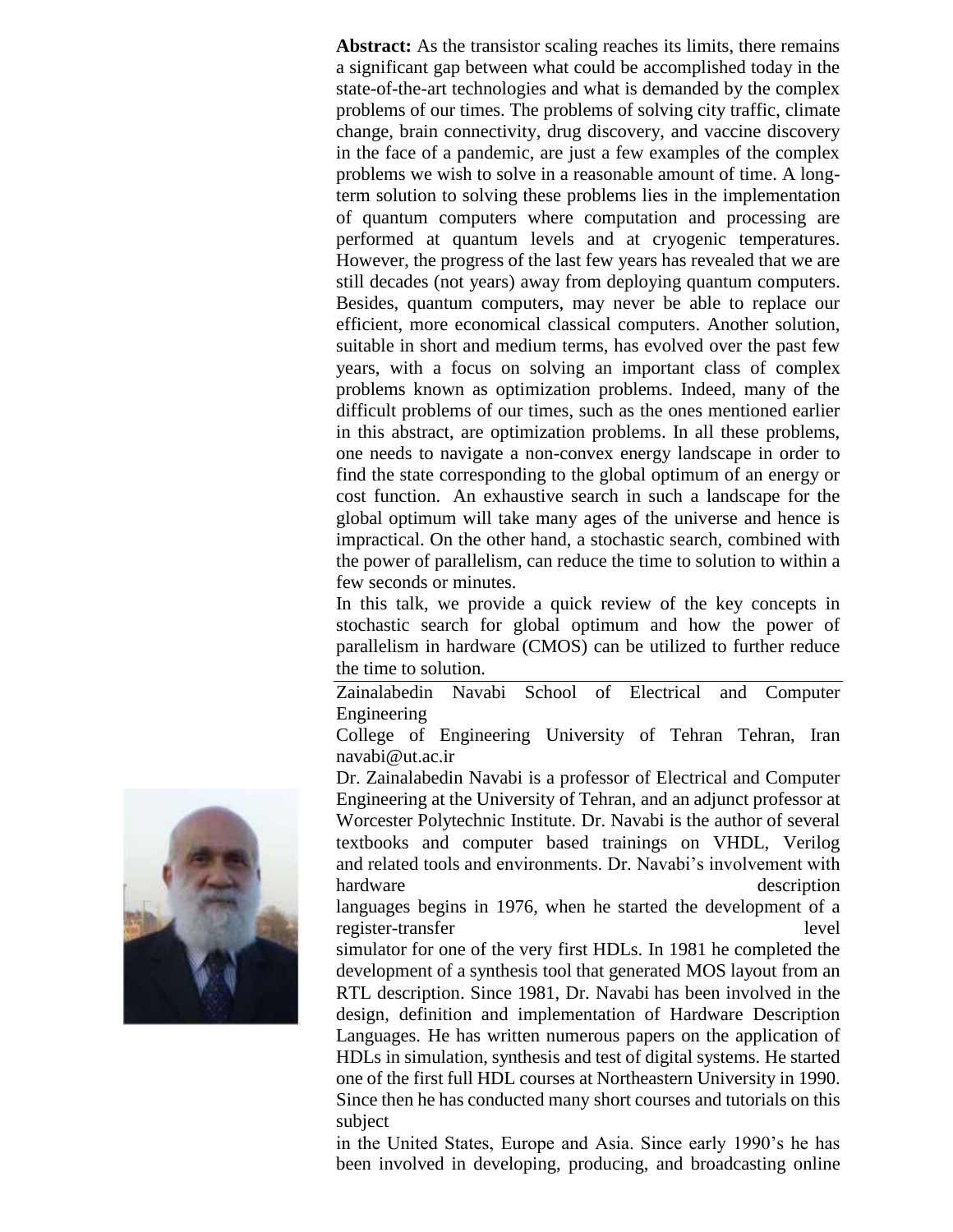**Abstract:** As the transistor scaling reaches its limits, there remains a significant gap between what could be accomplished today in the state-of-the-art technologies and what is demanded by the complex problems of our times. The problems of solving city traffic, climate change, brain connectivity, drug discovery, and vaccine discovery in the face of a pandemic, are just a few examples of the complex problems we wish to solve in a reasonable amount of time. A long-term solution to solving these problems lies in the implementation of quantum computers where computation and processing are performed at quantum levels and at cryogenic temperatures. However, the progress of the last few years has revealed that we are still decades (not years) away from deploying quantum computers. Besides, quantum computers, may never be able to replace our efficient, more economical classical computers. Another solution, suitable in short and medium terms, has evolved over the past few years, with a focus on solving an important class of complex problems known as optimization problems. Indeed, many of the difficult problems of our times, such as the ones mentioned earlier in this abstract, are optimization problems. In all these problems, one needs to navigate a non-convex energy landscape in order to find the state corresponding to the global optimum of an energy or cost function. An exhaustive search in such a landscape for the global optimum will take many ages of the universe and hence is impractical. On the other hand, a stochastic search, combined with the power of parallelism, can reduce the time to solution to within a few seconds or minutes.

In this talk, we provide a quick review of the key concepts in stochastic search for global optimum and how the power of parallelism in hardware (CMOS) can be utilized to further reduce the time to solution.

---

Zainalabedin Navabi School of Electrical and Computer Engineering

College of Engineering University of Tehran Tehran, Iran navabi@ut.ac.ir

Dr. Zainalabedin Navabi is a professor of Electrical and Computer Engineering at the University of Tehran, and an adjunct professor at Worcester Polytechnic Institute. Dr. Navabi is the author of several textbooks and computer based trainings on VHDL, Verilog and related tools and environments. Dr. Navabi's involvement with hardware description languages begins in 1976, when he started the development of a register-transfer level simulator for one of the very first HDLs. In 1981 he completed the development of a synthesis tool that generated MOS layout from an RTL description. Since 1981, Dr. Navabi has been involved in the design, definition and implementation of Hardware Description Languages. He has written numerous papers on the application of HDLs in simulation, synthesis and test of digital systems. He started one of the first full HDL courses at Northeastern University in 1990. Since then he has conducted many short courses and tutorials on this subject in the United States, Europe and Asia. Since early 1990's he has been involved in developing, producing, and broadcasting online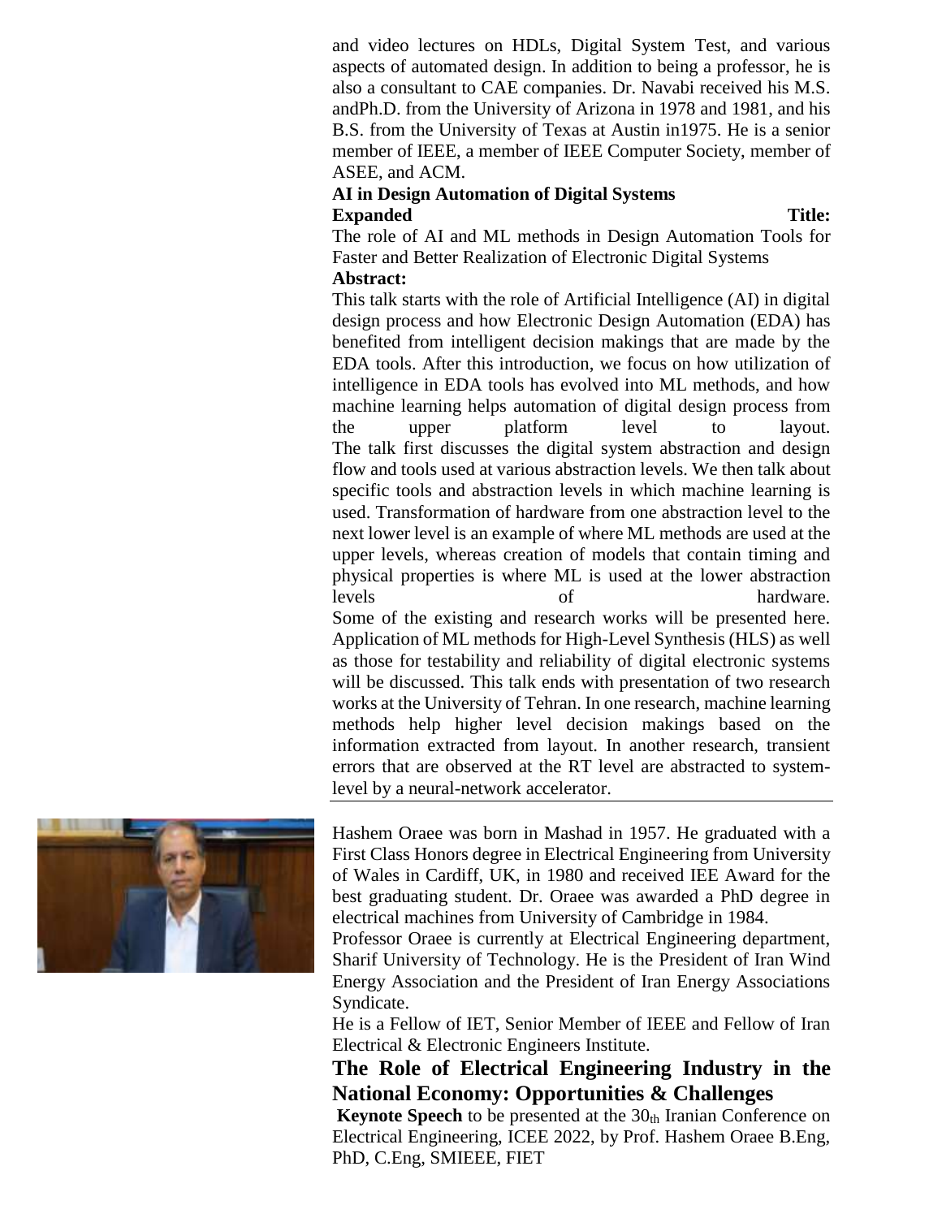and video lectures on HDLs, Digital System Test, and various aspects of automated design. In addition to being a professor, he is also a consultant to CAE companies. Dr. Navabi received his M.S. andPh.D. from the University of Arizona in 1978 and 1981, and his B.S. from the University of Texas at Austin in1975. He is a senior member of IEEE, a member of IEEE Computer Society, member of ASEE, and ACM.

**AI in Design Automation of Digital Systems**

**Expanded Title:**

The role of AI and ML methods in Design Automation Tools for Faster and Better Realization of Electronic Digital Systems

**Abstract:**

This talk starts with the role of Artificial Intelligence (AI) in digital design process and how Electronic Design Automation (EDA) has benefited from intelligent decision makings that are made by the EDA tools. After this introduction, we focus on how utilization of intelligence in EDA tools has evolved into ML methods, and how machine learning helps automation of digital design process from the upper platform level to layout.

The talk first discusses the digital system abstraction and design flow and tools used at various abstraction levels. We then talk about specific tools and abstraction levels in which machine learning is used. Transformation of hardware from one abstraction level to the next lower level is an example of where ML methods are used at the upper levels, whereas creation of models that contain timing and physical properties is where ML is used at the lower abstraction levels of hardware.

Some of the existing and research works will be presented here. Application of ML methods for High-Level Synthesis (HLS) as well as those for testability and reliability of digital electronic systems will be discussed. This talk ends with presentation of two research works at the University of Tehran. In one research, machine learning methods help higher level decision makings based on the information extracted from layout. In another research, transient errors that are observed at the RT level are abstracted to system-level by a neural-network accelerator.

---

Hashem Oraee was born in Mashad in 1957. He graduated with a First Class Honors degree in Electrical Engineering from University of Wales in Cardiff, UK, in 1980 and received IEE Award for the best graduating student. Dr. Oraee was awarded a PhD degree in electrical machines from University of Cambridge in 1984.

Professor Oraee is currently at Electrical Engineering department, Sharif University of Technology. He is the President of Iran Wind Energy Association and the President of Iran Energy Associations Syndicate.

He is a Fellow of IET, Senior Member of IEEE and Fellow of Iran Electrical & Electronic Engineers Institute.

## The Role of Electrical Engineering Industry in the National Economy: Opportunities & Challenges

**Keynote Speech** to be presented at the 30th Iranian Conference on Electrical Engineering, ICEE 2022, by Prof. Hashem Oraee B.Eng, PhD, C.Eng, SMIEEE, FIET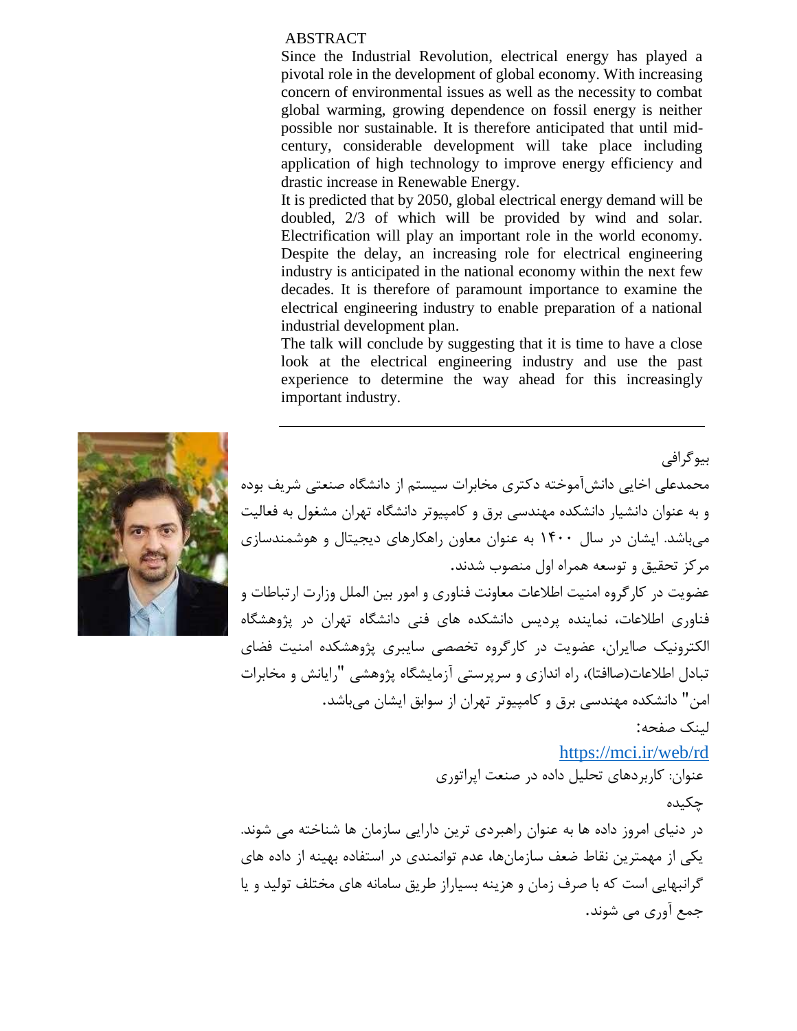## ABSTRACT

Since the Industrial Revolution, electrical energy has played a pivotal role in the development of global economy. With increasing concern of environmental issues as well as the necessity to combat global warming, growing dependence on fossil energy is neither possible nor sustainable. It is therefore anticipated that until mid-century, considerable development will take place including application of high technology to improve energy efficiency and drastic increase in Renewable Energy.

It is predicted that by 2050, global electrical energy demand will be doubled, 2/3 of which will be provided by wind and solar. Electrification will play an important role in the world economy. Despite the delay, an increasing role for electrical engineering industry is anticipated in the national economy within the next few decades. It is therefore of paramount importance to examine the electrical engineering industry to enable preparation of a national industrial development plan.

The talk will conclude by suggesting that it is time to have a close look at the electrical engineering industry and use the past experience to determine the way ahead for this increasingly important industry.

---

## بیوگرافی

محمدعلی اخایی دانش‌آموخته دکتری مخابرات سیستم از دانشگاه صنعتی شریف بوده و به عنوان دانشیار دانشکده مهندسی برق و کامپیوتر دانشگاه تهران مشغول به فعالیت می‌باشد. ایشان در سال ۱۴۰۰ به عنوان معاون راهکارهای دیجیتال و هوشمندسازی مرکز تحقیق و توسعه همراه اول منصوب شدند.

عضویت در کارگروه امنیت اطلاعات معاونت فناوری و امور بین الملل وزارت ارتباطات و فناوری اطلاعات، نماینده پردیس دانشکده های فنی دانشگاه تهران در پژوهشگاه الکترونیک صاایران، عضویت در کارگروه تخصصی سایبری پژوهشکده امنیت فضای تبادل اطلاعات(صاافتا)، راه اندازی و سرپرستی آزمایشگاه پژوهشی "رایانش و مخابرات امن" دانشکده مهندسی برق و کامپیوتر تهران از سوابق ایشان می‌باشد.

لینک صفحه:

https://mci.ir/web/rd

عنوان: کاربردهای تحلیل داده در صنعت اپراتوری

## چکیده

در دنیای امروز داده ها به عنوان راهبردی ترین دارایی سازمان ها شناخته می شوند. یکی از مهمترین نقاط ضعف سازمان‌ها، عدم توانمندی در استفاده بهینه از داده های گرانبهایی است که با صرف زمان و هزینه بسیاراز طریق سامانه های مختلف تولید و یا جمع آوری می شوند.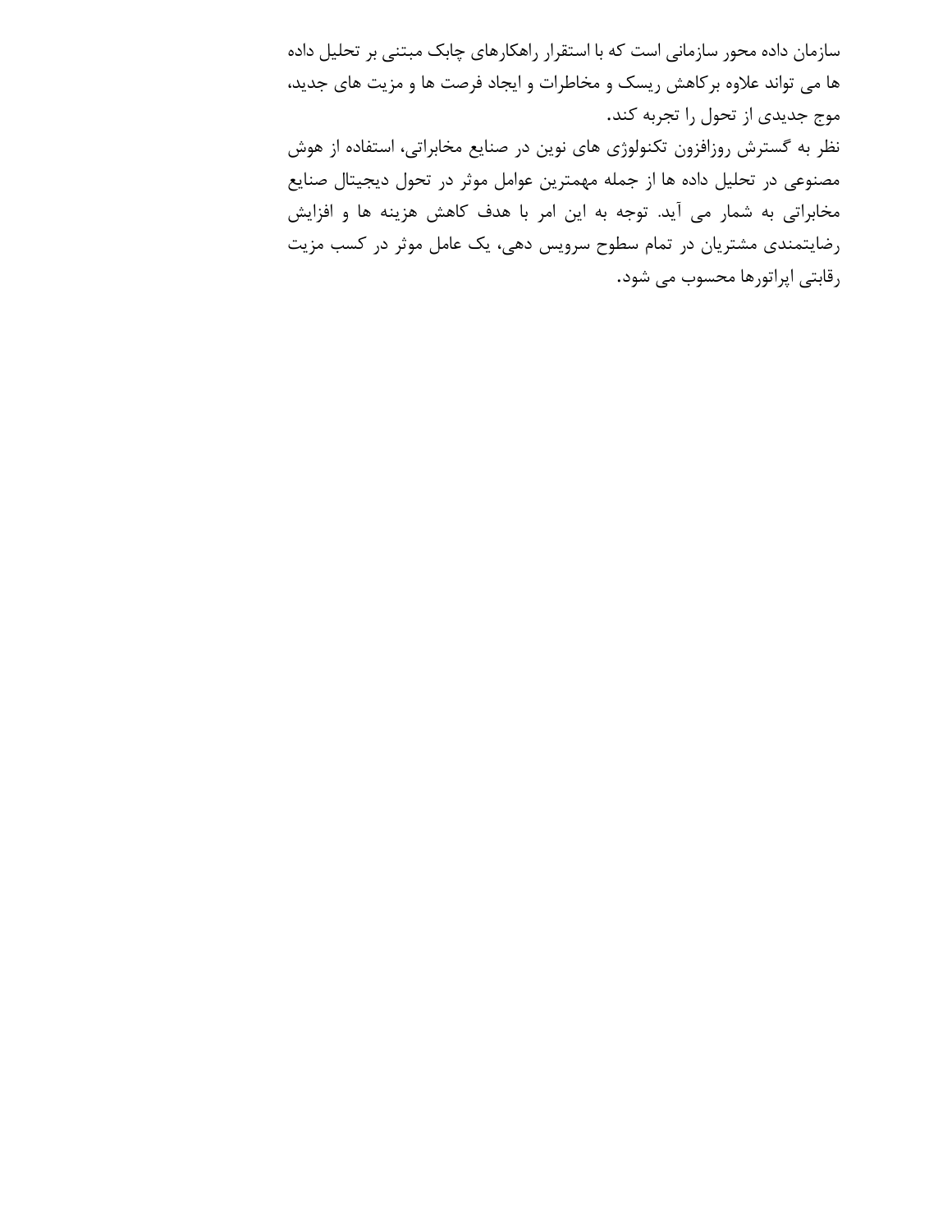سازمان داده محور سازمانی است که با استقرار راهکارهای چابک مبتنی بر تحلیل داده ها می تواند علاوه برکاهش ریسک و مخاطرات و ایجاد فرصت ها و مزیت های جدید، موج جدیدی از تحول را تجربه کند.

نظر به گسترش روزافزون تکنولوژی های نوین در صنایع مخابراتی، استفاده از هوش مصنوعی در تحلیل داده ها از جمله مهمترین عوامل موثر در تحول دیجیتال صنایع مخابراتی به شمار می آید. توجه به این امر با هدف کاهش هزینه ها و افزایش رضایتمندی مشتریان در تمام سطوح سرویس دهی، یک عامل موثر در کسب مزیت رقابتی اپراتورها محسوب می شود.